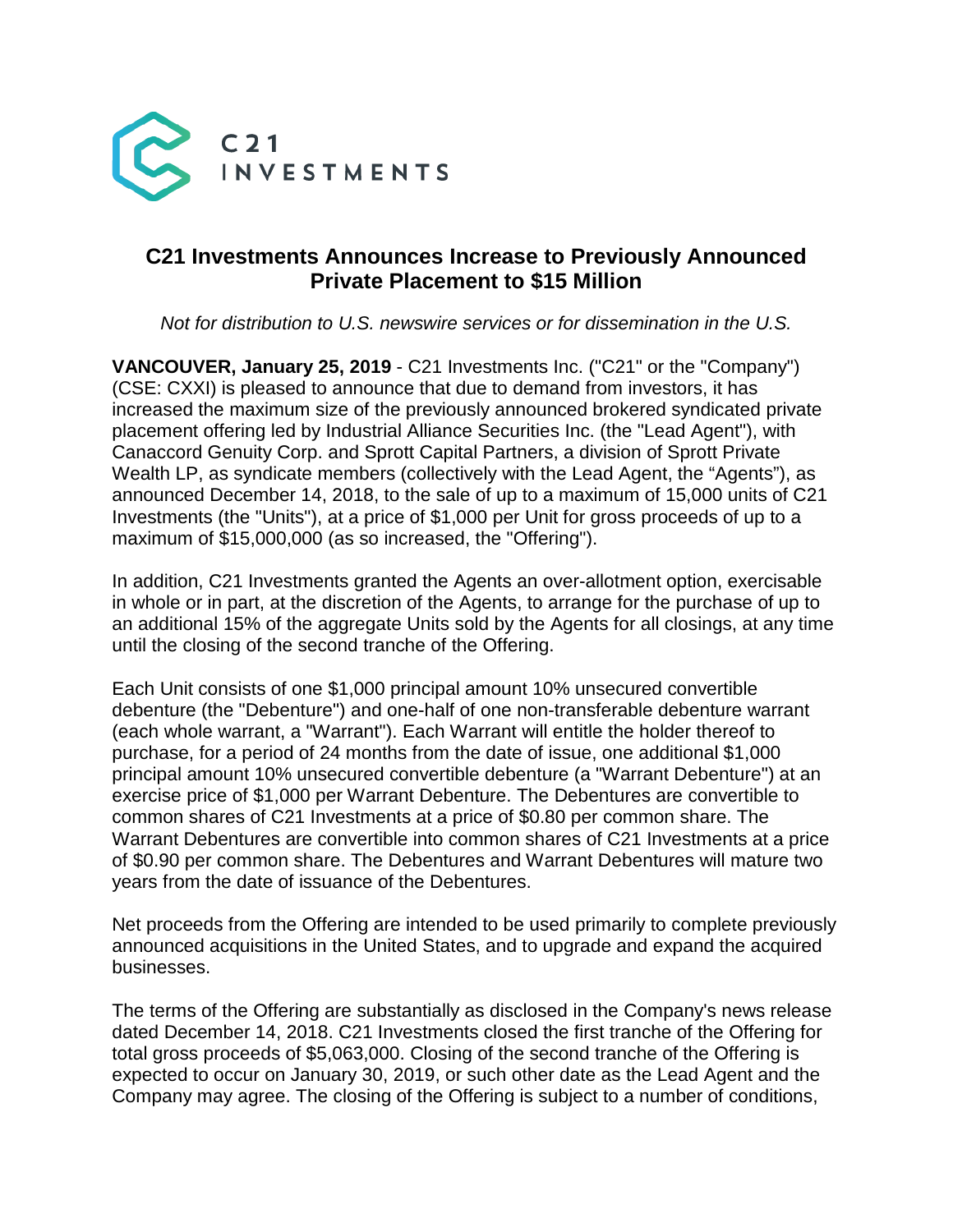C21 INVESTMENTS

# C21 Investments Announces Increase to Previously Announced Private Placement to $15 Million

*Not for distribution to U.S. newswire services or for dissemination in the U.S.*

**VANCOUVER, January 25, 2019** - C21 Investments Inc. ("C21" or the "Company") (CSE: CXXI) is pleased to announce that due to demand from investors, it has increased the maximum size of the previously announced brokered syndicated private placement offering led by Industrial Alliance Securities Inc. (the "Lead Agent"), with Canaccord Genuity Corp. and Sprott Capital Partners, a division of Sprott Private Wealth LP, as syndicate members (collectively with the Lead Agent, the "Agents"), as announced December 14, 2018, to the sale of up to a maximum of 15,000 units of C21 Investments (the "Units"), at a price of $1,000 per Unit for gross proceeds of up to a maximum of $15,000,000 (as so increased, the "Offering").

In addition, C21 Investments granted the Agents an over-allotment option, exercisable in whole or in part, at the discretion of the Agents, to arrange for the purchase of up to an additional 15% of the aggregate Units sold by the Agents for all closings, at any time until the closing of the second tranche of the Offering.

Each Unit consists of one $1,000 principal amount 10% unsecured convertible debenture (the "Debenture") and one-half of one non-transferable debenture warrant (each whole warrant, a "Warrant"). Each Warrant will entitle the holder thereof to purchase, for a period of 24 months from the date of issue, one additional $1,000 principal amount 10% unsecured convertible debenture (a "Warrant Debenture") at an exercise price of $1,000 per Warrant Debenture. The Debentures are convertible to common shares of C21 Investments at a price of $0.80 per common share. The Warrant Debentures are convertible into common shares of C21 Investments at a price of $0.90 per common share. The Debentures and Warrant Debentures will mature two years from the date of issuance of the Debentures.

Net proceeds from the Offering are intended to be used primarily to complete previously announced acquisitions in the United States, and to upgrade and expand the acquired businesses.

The terms of the Offering are substantially as disclosed in the Company's news release dated December 14, 2018. C21 Investments closed the first tranche of the Offering for total gross proceeds of $5,063,000. Closing of the second tranche of the Offering is expected to occur on January 30, 2019, or such other date as the Lead Agent and the Company may agree. The closing of the Offering is subject to a number of conditions,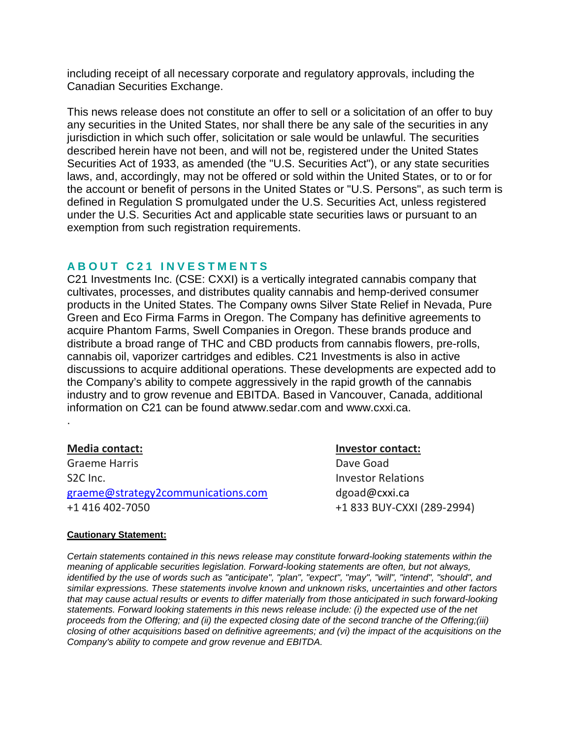including receipt of all necessary corporate and regulatory approvals, including the Canadian Securities Exchange.

This news release does not constitute an offer to sell or a solicitation of an offer to buy any securities in the United States, nor shall there be any sale of the securities in any jurisdiction in which such offer, solicitation or sale would be unlawful. The securities described herein have not been, and will not be, registered under the United States Securities Act of 1933, as amended (the "U.S. Securities Act"), or any state securities laws, and, accordingly, may not be offered or sold within the United States, or to or for the account or benefit of persons in the United States or "U.S. Persons", as such term is defined in Regulation S promulgated under the U.S. Securities Act, unless registered under the U.S. Securities Act and applicable state securities laws or pursuant to an exemption from such registration requirements.

## ABOUT C21 INVESTMENTS

C21 Investments Inc. (CSE: CXXI) is a vertically integrated cannabis company that cultivates, processes, and distributes quality cannabis and hemp-derived consumer products in the United States. The Company owns Silver State Relief in Nevada, Pure Green and Eco Firma Farms in Oregon. The Company has definitive agreements to acquire Phantom Farms, Swell Companies in Oregon. These brands produce and distribute a broad range of THC and CBD products from cannabis flowers, pre-rolls, cannabis oil, vaporizer cartridges and edibles. C21 Investments is also in active discussions to acquire additional operations. These developments are expected add to the Company's ability to compete aggressively in the rapid growth of the cannabis industry and to grow revenue and EBITDA. Based in Vancouver, Canada, additional information on C21 can be found atwww.sedar.com and www.cxxi.ca.

.

**Media contact:**
Graeme Harris
S2C Inc.
graeme@strategy2communications.com
+1 416 402-7050

**Investor contact:**
Dave Goad
Investor Relations
dgoad@cxxi.ca
+1 833 BUY-CXXI (289-2994)

**Cautionary Statement:**

*Certain statements contained in this news release may constitute forward-looking statements within the meaning of applicable securities legislation. Forward-looking statements are often, but not always, identified by the use of words such as "anticipate", "plan", "expect", "may", "will", "intend", "should", and similar expressions. These statements involve known and unknown risks, uncertainties and other factors that may cause actual results or events to differ materially from those anticipated in such forward-looking statements. Forward looking statements in this news release include: (i) the expected use of the net proceeds from the Offering; and (ii) the expected closing date of the second tranche of the Offering;(iii) closing of other acquisitions based on definitive agreements; and (vi) the impact of the acquisitions on the Company's ability to compete and grow revenue and EBITDA.*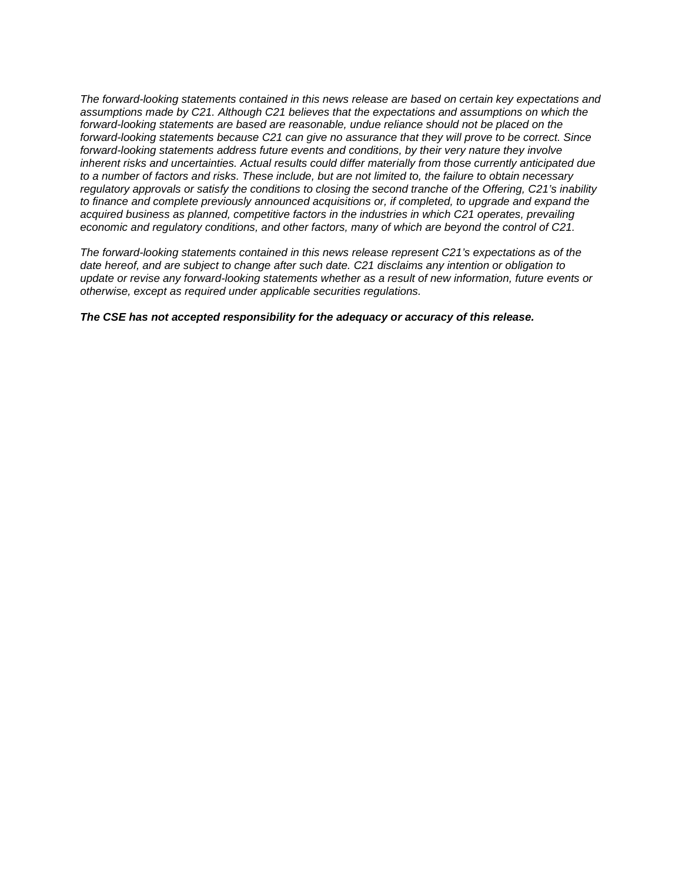*The forward-looking statements contained in this news release are based on certain key expectations and assumptions made by C21. Although C21 believes that the expectations and assumptions on which the forward-looking statements are based are reasonable, undue reliance should not be placed on the forward-looking statements because C21 can give no assurance that they will prove to be correct. Since forward-looking statements address future events and conditions, by their very nature they involve inherent risks and uncertainties. Actual results could differ materially from those currently anticipated due to a number of factors and risks. These include, but are not limited to, the failure to obtain necessary regulatory approvals or satisfy the conditions to closing the second tranche of the Offering, C21's inability to finance and complete previously announced acquisitions or, if completed, to upgrade and expand the acquired business as planned, competitive factors in the industries in which C21 operates, prevailing economic and regulatory conditions, and other factors, many of which are beyond the control of C21.*

*The forward-looking statements contained in this news release represent C21's expectations as of the date hereof, and are subject to change after such date. C21 disclaims any intention or obligation to update or revise any forward-looking statements whether as a result of new information, future events or otherwise, except as required under applicable securities regulations.*

***The CSE has not accepted responsibility for the adequacy or accuracy of this release.***